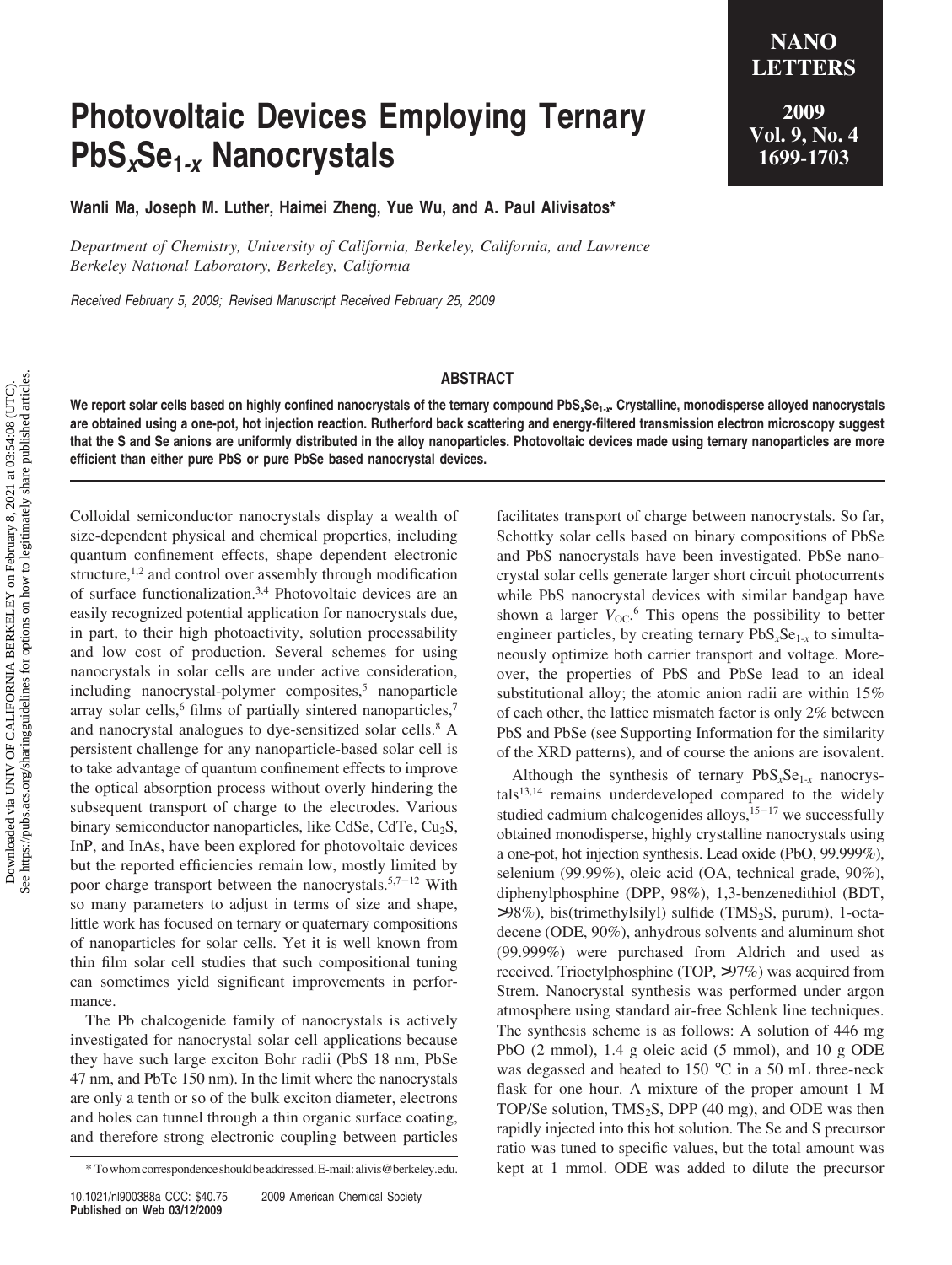# Photovoltaic Devices Employing Ternary $PbS_xSe_{1-x}$ Nanocrystals

**Wanli Ma, Joseph M. Luther, Haimei Zheng, Yue Wu, and A. Paul Alivisatos***

*Department of Chemistry, University of California, Berkeley, California, and Lawrence Berkeley National Laboratory, Berkeley, California*

*Received February 5, 2009; Revised Manuscript Received February 25, 2009*

## ABSTRACT

**We report solar cells based on highly confined nanocrystals of the ternary compound $PbS_xSe_{1-x}$. Crystalline, monodisperse alloyed nanocrystals are obtained using a one-pot, hot injection reaction. Rutherford back scattering and energy-filtered transmission electron microscopy suggest that the S and Se anions are uniformly distributed in the alloy nanoparticles. Photovoltaic devices made using ternary nanoparticles are more efficient than either pure PbS or pure PbSe based nanocrystal devices.**

Colloidal semiconductor nanocrystals display a wealth of size-dependent physical and chemical properties, including quantum confinement effects, shape dependent electronic structure,[1,2] and control over assembly through modification of surface functionalization.[3,4] Photovoltaic devices are an easily recognized potential application for nanocrystals due, in part, to their high photoactivity, solution processability and low cost of production. Several schemes for using nanocrystals in solar cells are under active consideration, including nanocrystal-polymer composites,[5] nanoparticle array solar cells,[6] films of partially sintered nanoparticles,[7] and nanocrystal analogues to dye-sensitized solar cells.[8] A persistent challenge for any nanoparticle-based solar cell is to take advantage of quantum confinement effects to improve the optical absorption process without overly hindering the subsequent transport of charge to the electrodes. Various binary semiconductor nanoparticles, like CdSe, CdTe, $Cu_2S$, InP, and InAs, have been explored for photovoltaic devices but the reported efficiencies remain low, mostly limited by poor charge transport between the nanocrystals.[5,7-12] With so many parameters to adjust in terms of size and shape, little work has focused on ternary or quaternary compositions of nanoparticles for solar cells. Yet it is well known from thin film solar cell studies that such compositional tuning can sometimes yield significant improvements in performance.

The Pb chalcogenide family of nanocrystals is actively investigated for nanocrystal solar cell applications because they have such large exciton Bohr radii (PbS 18 nm, PbSe 47 nm, and PbTe 150 nm). In the limit where the nanocrystals are only a tenth or so of the bulk exciton diameter, electrons and holes can tunnel through a thin organic surface coating, and therefore strong electronic coupling between particles facilitates transport of charge between nanocrystals. So far, Schottky solar cells based on binary compositions of PbSe and PbS nanocrystals have been investigated. PbSe nanocrystal solar cells generate larger short circuit photocurrents while PbS nanocrystal devices with similar bandgap have shown a larger $V_{OC}$.[6] This opens the possibility to better engineer particles, by creating ternary $PbS_xSe_{1-x}$ to simultaneously optimize both carrier transport and voltage. Moreover, the properties of PbS and PbSe lead to an ideal substitutional alloy; the atomic anion radii are within 15% of each other, the lattice mismatch factor is only 2% between PbS and PbSe (see Supporting Information for the similarity of the XRD patterns), and of course the anions are isovalent.

Although the synthesis of ternary $PbS_xSe_{1-x}$ nanocrystals[13,14] remains underdeveloped compared to the widely studied cadmium chalcogenides alloys,[15-17] we successfully obtained monodisperse, highly crystalline nanocrystals using a one-pot, hot injection synthesis. Lead oxide (PbO, 99.999%), selenium (99.99%), oleic acid (OA, technical grade, 90%), diphenylphosphine (DPP, 98%), 1,3-benzenedithiol (BDT, >98%), bis(trimethylsilyl) sulfide ($TMS_2S$, purum), 1-octadecene (ODE, 90%), anhydrous solvents and aluminum shot (99.999%) were purchased from Aldrich and used as received. Trioctylphosphine (TOP, >97%) was acquired from Strem. Nanocrystal synthesis was performed under argon atmosphere using standard air-free Schlenk line techniques. The synthesis scheme is as follows: A solution of 446 mg PbO (2 mmol), 1.4 g oleic acid (5 mmol), and 10 g ODE was degassed and heated to 150 °C in a 50 mL three-neck flask for one hour. A mixture of the proper amount 1 M TOP/Se solution, $TMS_2S$, DPP (40 mg), and ODE was then rapidly injected into this hot solution. The Se and S precursor ratio was tuned to specific values, but the total amount was kept at 1 mmol. ODE was added to dilute the precursor

\* To whom correspondence should be addressed. E-mail: alivis@berkeley.edu.

10.1021/nl900388a CCC: $40.75 © 2009 American Chemical Society
**Published on Web 03/12/2009**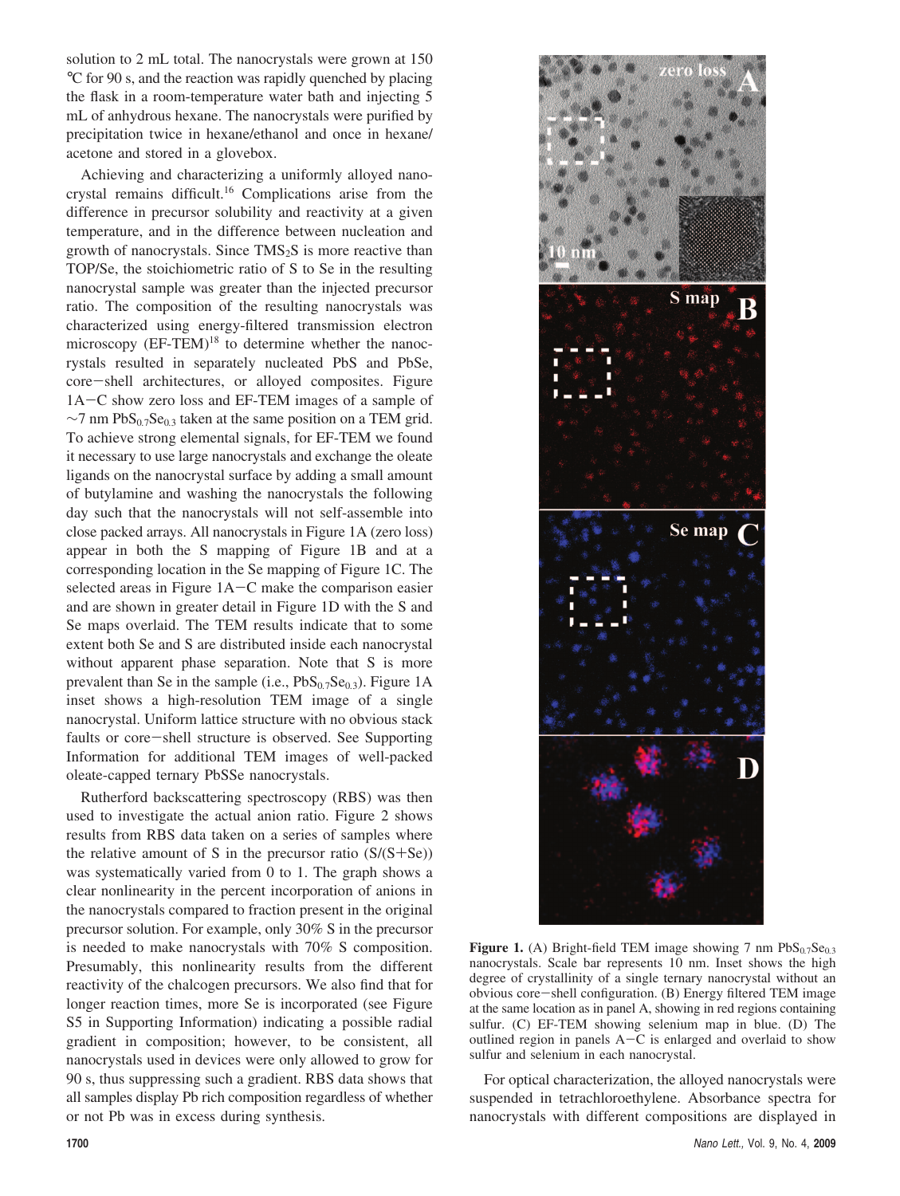solution to 2 mL total. The nanocrystals were grown at 150 °C for 90 s, and the reaction was rapidly quenched by placing the flask in a room-temperature water bath and injecting 5 mL of anhydrous hexane. The nanocrystals were purified by precipitation twice in hexane/ethanol and once in hexane/acetone and stored in a glovebox.

Achieving and characterizing a uniformly alloyed nanocrystal remains difficult.[16] Complications arise from the difference in precursor solubility and reactivity at a given temperature, and in the difference between nucleation and growth of nanocrystals. Since $TMS_2S$ is more reactive than TOP/Se, the stoichiometric ratio of S to Se in the resulting nanocrystal sample was greater than the injected precursor ratio. The composition of the resulting nanocrystals was characterized using energy-filtered transmission electron microscopy (EF-TEM)[18] to determine whether the nanocrystals resulted in separately nucleated PbS and PbSe, core−shell architectures, or alloyed composites. Figure 1A−C show zero loss and EF-TEM images of a sample of ~7 nm $PbS_{0.7}Se_{0.3}$ taken at the same position on a TEM grid. To achieve strong elemental signals, for EF-TEM we found it necessary to use large nanocrystals and exchange the oleate ligands on the nanocrystal surface by adding a small amount of butylamine and washing the nanocrystals the following day such that the nanocrystals will not self-assemble into close packed arrays. All nanocrystals in Figure 1A (zero loss) appear in both the S mapping of Figure 1B and at a corresponding location in the Se mapping of Figure 1C. The selected areas in Figure 1A−C make the comparison easier and are shown in greater detail in Figure 1D with the S and Se maps overlaid. The TEM results indicate that to some extent both Se and S are distributed inside each nanocrystal without apparent phase separation. Note that S is more prevalent than Se in the sample (i.e., $PbS_{0.7}Se_{0.3}$). Figure 1A inset shows a high-resolution TEM image of a single nanocrystal. Uniform lattice structure with no obvious stack faults or core−shell structure is observed. See Supporting Information for additional TEM images of well-packed oleate-capped ternary PbSSe nanocrystals.

Rutherford backscattering spectroscopy (RBS) was then used to investigate the actual anion ratio. Figure 2 shows results from RBS data taken on a series of samples where the relative amount of S in the precursor ratio (S/(S+Se)) was systematically varied from 0 to 1. The graph shows a clear nonlinearity in the percent incorporation of anions in the nanocrystals compared to fraction present in the original precursor solution. For example, only 30% S in the precursor is needed to make nanocrystals with 70% S composition. Presumably, this nonlinearity results from the different reactivity of the chalcogen precursors. We also find that for longer reaction times, more Se is incorporated (see Figure S5 in Supporting Information) indicating a possible radial gradient in composition; however, to be consistent, all nanocrystals used in devices were only allowed to grow for 90 s, thus suppressing such a gradient. RBS data shows that all samples display Pb rich composition regardless of whether or not Pb was in excess during synthesis.

**Figure 1.** (A) Bright-field TEM image showing 7 nm $PbS_{0.7}Se_{0.3}$ nanocrystals. Scale bar represents 10 nm. Inset shows the high degree of crystallinity of a single ternary nanocrystal without an obvious core−shell configuration. (B) Energy filtered TEM image at the same location as in panel A, showing in red regions containing sulfur. (C) EF-TEM showing selenium map in blue. (D) The outlined region in panels A−C is enlarged and overlaid to show sulfur and selenium in each nanocrystal.

For optical characterization, the alloyed nanocrystals were suspended in tetrachloroethylene. Absorbance spectra for nanocrystals with different compositions are displayed in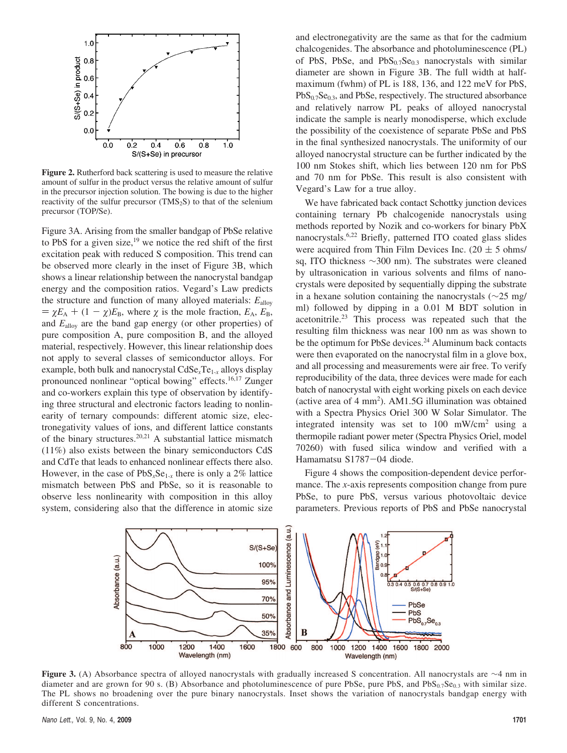**Figure 2.** Rutherford back scattering is used to measure the relative amount of sulfur in the product versus the relative amount of sulfur in the precursor injection solution. The bowing is due to the higher reactivity of the sulfur precursor ($TMS_2S$) to that of the selenium precursor (TOP/Se).

Figure 3A. Arising from the smaller bandgap of PbSe relative to PbS for a given size,[19] we notice the red shift of the first excitation peak with reduced S composition. This trend can be observed more clearly in the inset of Figure 3B, which shows a linear relationship between the nanocrystal bandgap energy and the composition ratios. Vegard's Law predicts the structure and function of many alloyed materials: $E_{alloy} = \chi E_A + (1 - \chi)E_B$, where $\chi$ is the mole fraction, $E_A$, $E_B$, and $E_{alloy}$ are the band gap energy (or other properties) of pure composition A, pure composition B, and the alloyed material, respectively. However, this linear relationship does not apply to several classes of semiconductor alloys. For example, both bulk and nanocrystal $CdSe_xTe_{1-x}$ alloys display pronounced nonlinear "optical bowing" effects.[16,17] Zunger and co-workers explain this type of observation by identifying three structural and electronic factors leading to nonlinearity of ternary compounds: different atomic size, electronegativity values of ions, and different lattice constants of the binary structures.[20,21] A substantial lattice mismatch (11%) also exists between the binary semiconductors CdS and CdTe that leads to enhanced nonlinear effects there also. However, in the case of $PbS_xSe_{1-x}$ there is only a 2% lattice mismatch between PbS and PbSe, so it is reasonable to observe less nonlinearity with composition in this alloy system, considering also that the difference in atomic size and electronegativity are the same as that for the cadmium chalcogenides. The absorbance and photoluminescence (PL) of PbS, PbSe, and $PbS_{0.7}Se_{0.3}$ nanocrystals with similar diameter are shown in Figure 3B. The full width at half-maximum (fwhm) of PL is 188, 136, and 122 meV for PbS, $PbS_{0.7}Se_{0.3}$, and PbSe, respectively. The structured absorbance and relatively narrow PL peaks of alloyed nanocrystal indicate the sample is nearly monodisperse, which exclude the possibility of the coexistence of separate PbSe and PbS in the final synthesized nanocrystals. The uniformity of our alloyed nanocrystal structure can be further indicated by the 100 nm Stokes shift, which lies between 120 nm for PbS and 70 nm for PbSe. This result is also consistent with Vegard's Law for a true alloy.

We have fabricated back contact Schottky junction devices containing ternary Pb chalcogenide nanocrystals using methods reported by Nozik and co-workers for binary PbX nanocrystals.[6,22] Briefly, patterned ITO coated glass slides were acquired from Thin Film Devices Inc. (20 ± 5 ohms/sq, ITO thickness ~300 nm). The substrates were cleaned by ultrasonication in various solvents and films of nanocrystals were deposited by sequentially dipping the substrate in a hexane solution containing the nanocrystals (~25 mg/ml) followed by dipping in a 0.01 M BDT solution in acetonitrile.[23] This process was repeated such that the resulting film thickness was near 100 nm as was shown to be the optimum for PbSe devices.[24] Aluminum back contacts were then evaporated on the nanocrystal film in a glove box, and all processing and measurements were air free. To verify reproducibility of the data, three devices were made for each batch of nanocrystal with eight working pixels on each device (active area of 4 $mm^2$). AM1.5G illumination was obtained with a Spectra Physics Oriel 300 W Solar Simulator. The integrated intensity was set to 100 $mW/cm^2$ using a thermopile radiant power meter (Spectra Physics Oriel, model 70260) with fused silica window and verified with a Hamamatsu S1787−04 diode.

Figure 4 shows the composition-dependent device performance. The *x*-axis represents composition change from pure PbSe, to pure PbS, versus various photovoltaic device parameters. Previous reports of PbS and PbSe nanocrystal

**Figure 3.** (A) Absorbance spectra of alloyed nanocrystals with gradually increased S concentration. All nanocrystals are ~4 nm in diameter and are grown for 90 s. (B) Absorbance and photoluminescence of pure PbSe, pure PbS, and $PbS_{0.7}Se_{0.3}$ with similar size. The PL shows no broadening over the pure binary nanocrystals. Inset shows the variation of nanocrystals bandgap energy with different S concentrations.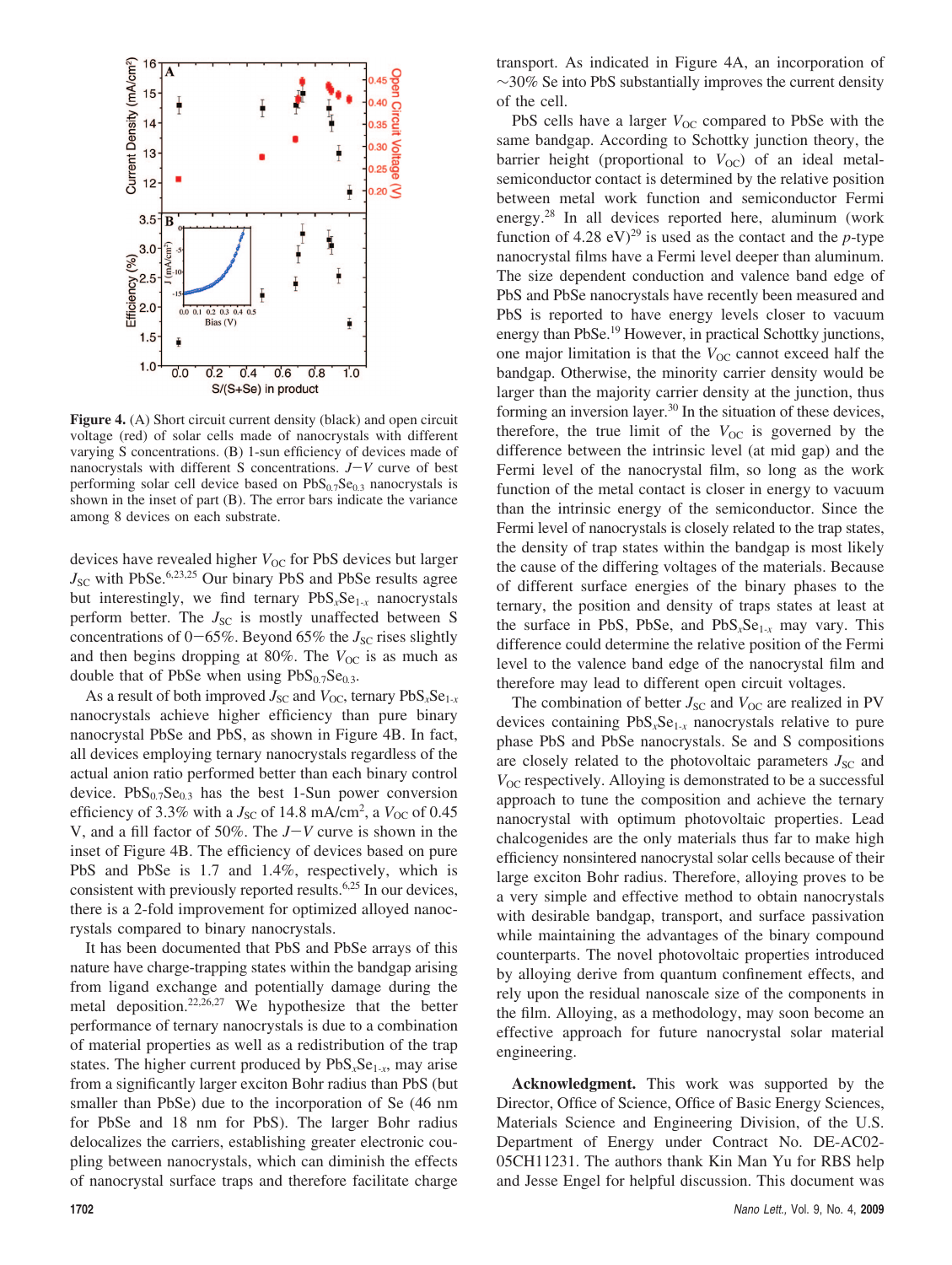**Figure 4.** (A) Short circuit current density (black) and open circuit voltage (red) of solar cells made of nanocrystals with different varying S concentrations. (B) 1-sun efficiency of devices made of nanocrystals with different S concentrations. $J-V$ curve of best performing solar cell device based on $PbS_{0.7}Se_{0.3}$ nanocrystals is shown in the inset of part (B). The error bars indicate the variance among 8 devices on each substrate.

devices have revealed higher $V_{OC}$ for PbS devices but larger $J_{SC}$ with PbSe.[6,23,25] Our binary PbS and PbSe results agree but interestingly, we find ternary $PbS_xSe_{1-x}$ nanocrystals perform better. The $J_{SC}$ is mostly unaffected between S concentrations of 0−65%. Beyond 65% the $J_{SC}$ rises slightly and then begins dropping at 80%. The $V_{OC}$ is as much as double that of PbSe when using $PbS_{0.7}Se_{0.3}$.

As a result of both improved $J_{SC}$ and $V_{OC}$, ternary $PbS_xSe_{1-x}$ nanocrystals achieve higher efficiency than pure binary nanocrystal PbSe and PbS, as shown in Figure 4B. In fact, all devices employing ternary nanocrystals regardless of the actual anion ratio performed better than each binary control device. $PbS_{0.7}Se_{0.3}$ has the best 1-Sun power conversion efficiency of 3.3% with a $J_{SC}$ of 14.8 mA/cm$^2$, a $V_{OC}$ of 0.45 V, and a fill factor of 50%. The $J-V$ curve is shown in the inset of Figure 4B. The efficiency of devices based on pure PbS and PbSe is 1.7 and 1.4%, respectively, which is consistent with previously reported results.[6,25] In our devices, there is a 2-fold improvement for optimized alloyed nanocrystals compared to binary nanocrystals.

It has been documented that PbS and PbSe arrays of this nature have charge-trapping states within the bandgap arising from ligand exchange and potentially damage during the metal deposition.[22,26,27] We hypothesize that the better performance of ternary nanocrystals is due to a combination of material properties as well as a redistribution of the trap states. The higher current produced by $PbS_xSe_{1-x}$, may arise from a significantly larger exciton Bohr radius than PbS (but smaller than PbSe) due to the incorporation of Se (46 nm for PbSe and 18 nm for PbS). The larger Bohr radius delocalizes the carriers, establishing greater electronic coupling between nanocrystals, which can diminish the effects of nanocrystal surface traps and therefore facilitate charge transport. As indicated in Figure 4A, an incorporation of ~30% Se into PbS substantially improves the current density of the cell.

PbS cells have a larger $V_{OC}$ compared to PbSe with the same bandgap. According to Schottky junction theory, the barrier height (proportional to $V_{OC}$) of an ideal metal-semiconductor contact is determined by the relative position between metal work function and semiconductor Fermi energy.[28] In all devices reported here, aluminum (work function of 4.28 eV)[29] is used as the contact and the *p*-type nanocrystal films have a Fermi level deeper than aluminum. The size dependent conduction and valence band edge of PbS and PbSe nanocrystals have recently been measured and PbS is reported to have energy levels closer to vacuum energy than PbSe.[19] However, in practical Schottky junctions, one major limitation is that the $V_{OC}$ cannot exceed half the bandgap. Otherwise, the minority carrier density would be larger than the majority carrier density at the junction, thus forming an inversion layer.[30] In the situation of these devices, therefore, the true limit of the $V_{OC}$ is governed by the difference between the intrinsic level (at mid gap) and the Fermi level of the nanocrystal film, so long as the work function of the metal contact is closer in energy to vacuum than the intrinsic energy of the semiconductor. Since the Fermi level of nanocrystals is closely related to the trap states, the density of trap states within the bandgap is most likely the cause of the differing voltages of the materials. Because of different surface energies of the binary phases to the ternary, the position and density of traps states at least at the surface in PbS, PbSe, and $PbS_xSe_{1-x}$ may vary. This difference could determine the relative position of the Fermi level to the valence band edge of the nanocrystal film and therefore may lead to different open circuit voltages.

The combination of better $J_{SC}$ and $V_{OC}$ are realized in PV devices containing $PbS_xSe_{1-x}$ nanocrystals relative to pure phase PbS and PbSe nanocrystals. Se and S compositions are closely related to the photovoltaic parameters $J_{SC}$ and $V_{OC}$ respectively. Alloying is demonstrated to be a successful approach to tune the composition and achieve the ternary nanocrystal with optimum photovoltaic properties. Lead chalcogenides are the only materials thus far to make high efficiency nonsintered nanocrystal solar cells because of their large exciton Bohr radius. Therefore, alloying proves to be a very simple and effective method to obtain nanocrystals with desirable bandgap, transport, and surface passivation while maintaining the advantages of the binary compound counterparts. The novel photovoltaic properties introduced by alloying derive from quantum confinement effects, and rely upon the residual nanoscale size of the components in the film. Alloying, as a methodology, may soon become an effective approach for future nanocrystal solar material engineering.

**Acknowledgment.** This work was supported by the Director, Office of Science, Office of Basic Energy Sciences, Materials Science and Engineering Division, of the U.S. Department of Energy under Contract No. DE-AC02-05CH11231. The authors thank Kin Man Yu for RBS help and Jesse Engel for helpful discussion. This document was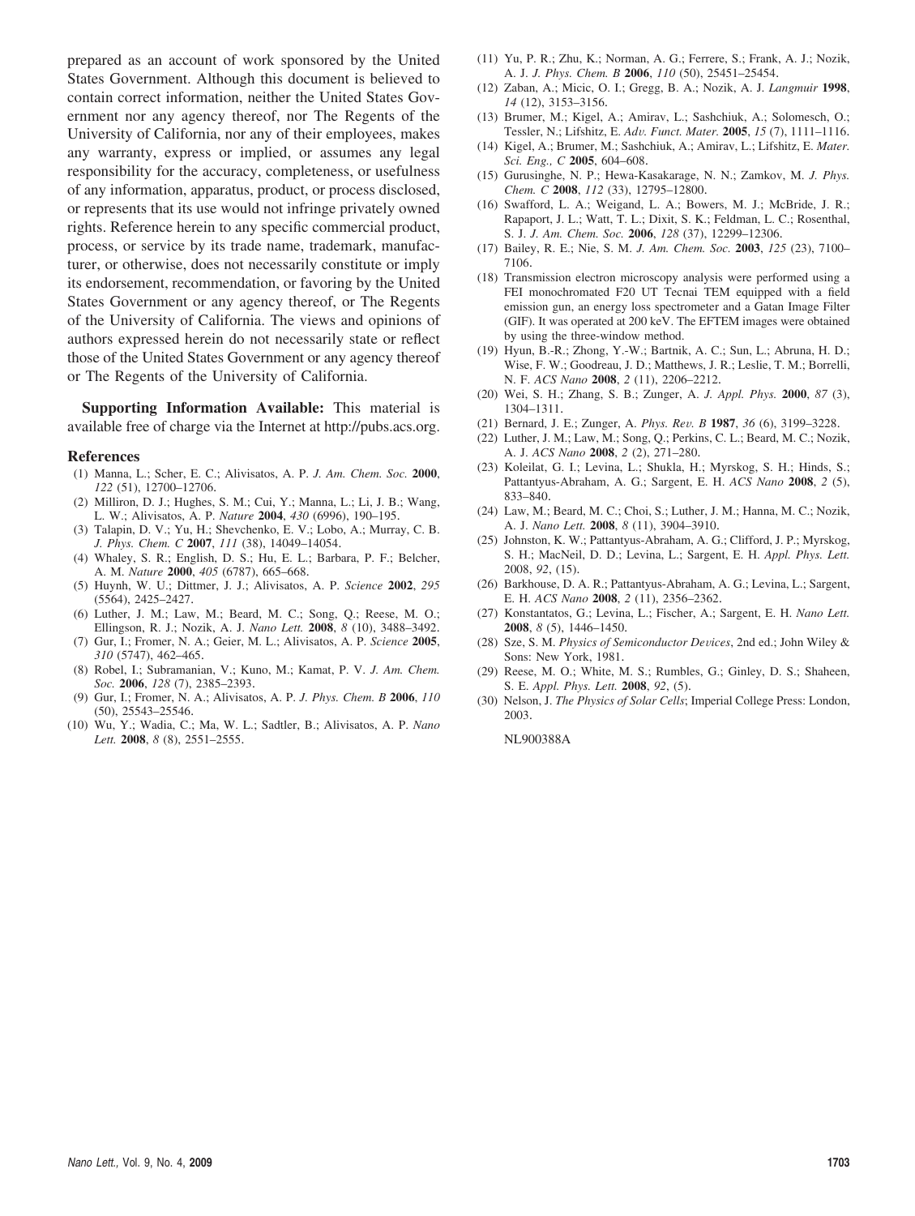prepared as an account of work sponsored by the United States Government. Although this document is believed to contain correct information, neither the United States Government nor any agency thereof, nor The Regents of the University of California, nor any of their employees, makes any warranty, express or implied, or assumes any legal responsibility for the accuracy, completeness, or usefulness of any information, apparatus, product, or process disclosed, or represents that its use would not infringe privately owned rights. Reference herein to any specific commercial product, process, or service by its trade name, trademark, manufacturer, or otherwise, does not necessarily constitute or imply its endorsement, recommendation, or favoring by the United States Government or any agency thereof, or The Regents of the University of California. The views and opinions of authors expressed herein do not necessarily state or reflect those of the United States Government or any agency thereof or The Regents of the University of California.

**Supporting Information Available:** This material is available free of charge via the Internet at http://pubs.acs.org.

## References

(1) Manna, L.; Scher, E. C.; Alivisatos, A. P. *J. Am. Chem. Soc.* **2000**, *122* (51), 12700–12706.
(2) Milliron, D. J.; Hughes, S. M.; Cui, Y.; Manna, L.; Li, J. B.; Wang, L. W.; Alivisatos, A. P. *Nature* **2004**, *430* (6996), 190–195.
(3) Talapin, D. V.; Yu, H.; Shevchenko, E. V.; Lobo, A.; Murray, C. B. *J. Phys. Chem. C* **2007**, *111* (38), 14049–14054.
(4) Whaley, S. R.; English, D. S.; Hu, E. L.; Barbara, P. F.; Belcher, A. M. *Nature* **2000**, *405* (6787), 665–668.
(5) Huynh, W. U.; Dittmer, J. J.; Alivisatos, A. P. *Science* **2002**, *295* (5564), 2425–2427.
(6) Luther, J. M.; Law, M.; Beard, M. C.; Song, Q.; Reese, M. O.; Ellingson, R. J.; Nozik, A. J. *Nano Lett.* **2008**, *8* (10), 3488–3492.
(7) Gur, I.; Fromer, N. A.; Geier, M. L.; Alivisatos, A. P. *Science* **2005**, *310* (5747), 462–465.
(8) Robel, I.; Subramanian, V.; Kuno, M.; Kamat, P. V. *J. Am. Chem. Soc.* **2006**, *128* (7), 2385–2393.
(9) Gur, I.; Fromer, N. A.; Alivisatos, A. P. *J. Phys. Chem. B* **2006**, *110* (50), 25543–25546.
(10) Wu, Y.; Wadia, C.; Ma, W. L.; Sadtler, B.; Alivisatos, A. P. *Nano Lett.* **2008**, *8* (8), 2551–2555.
(11) Yu, P. R.; Zhu, K.; Norman, A. G.; Ferrere, S.; Frank, A. J.; Nozik, A. J. *J. Phys. Chem. B* **2006**, *110* (50), 25451–25454.
(12) Zaban, A.; Micic, O. I.; Gregg, B. A.; Nozik, A. J. *Langmuir* **1998**, *14* (12), 3153–3156.
(13) Brumer, M.; Kigel, A.; Amirav, L.; Sashchiuk, A.; Solomesch, O.; Tessler, N.; Lifshitz, E. *Adv. Funct. Mater.* **2005**, *15* (7), 1111–1116.
(14) Kigel, A.; Brumer, M.; Sashchiuk, A.; Amirav, L.; Lifshitz, E. *Mater. Sci. Eng., C* **2005**, 604–608.
(15) Gurusinghe, N. P.; Hewa-Kasakarage, N. N.; Zamkov, M. *J. Phys. Chem. C* **2008**, *112* (33), 12795–12800.
(16) Swafford, L. A.; Weigand, L. A.; Bowers, M. J.; McBride, J. R.; Rapaport, J. L.; Watt, T. L.; Dixit, S. K.; Feldman, L. C.; Rosenthal, S. J. *J. Am. Chem. Soc.* **2006**, *128* (37), 12299–12306.
(17) Bailey, R. E.; Nie, S. M. *J. Am. Chem. Soc.* **2003**, *125* (23), 7100–7106.
(18) Transmission electron microscopy analysis were performed using a FEI monochromated F20 UT Tecnai TEM equipped with a field emission gun, an energy loss spectrometer and a Gatan Image Filter (GIF). It was operated at 200 keV. The EFTEM images were obtained by using the three-window method.
(19) Hyun, B.-R.; Zhong, Y.-W.; Bartnik, A. C.; Sun, L.; Abruna, H. D.; Wise, F. W.; Goodreau, J. D.; Matthews, J. R.; Leslie, T. M.; Borrelli, N. F. *ACS Nano* **2008**, *2* (11), 2206–2212.
(20) Wei, S. H.; Zhang, S. B.; Zunger, A. *J. Appl. Phys.* **2000**, *87* (3), 1304–1311.
(21) Bernard, J. E.; Zunger, A. *Phys. Rev. B* **1987**, *36* (6), 3199–3228.
(22) Luther, J. M.; Law, M.; Song, Q.; Perkins, C. L.; Beard, M. C.; Nozik, A. J. *ACS Nano* **2008**, *2* (2), 271–280.
(23) Koleilat, G. I.; Levina, L.; Shukla, H.; Myrskog, S. H.; Hinds, S.; Pattantyus-Abraham, A. G.; Sargent, E. H. *ACS Nano* **2008**, *2* (5), 833–840.
(24) Law, M.; Beard, M. C.; Choi, S.; Luther, J. M.; Hanna, M. C.; Nozik, A. J. *Nano Lett.* **2008**, *8* (11), 3904–3910.
(25) Johnston, K. W.; Pattantyus-Abraham, A. G.; Clifford, J. P.; Myrskog, S. H.; MacNeil, D. D.; Levina, L.; Sargent, E. H. *Appl. Phys. Lett.* 2008, *92*, (15).
(26) Barkhouse, D. A. R.; Pattantyus-Abraham, A. G.; Levina, L.; Sargent, E. H. *ACS Nano* **2008**, *2* (11), 2356–2362.
(27) Konstantatos, G.; Levina, L.; Fischer, A.; Sargent, E. H. *Nano Lett.* **2008**, *8* (5), 1446–1450.
(28) Sze, S. M. *Physics of Semiconductor Devices*, 2nd ed.; John Wiley & Sons: New York, 1981.
(29) Reese, M. O.; White, M. S.; Rumbles, G.; Ginley, D. S.; Shaheen, S. E. *Appl. Phys. Lett.* **2008**, *92*, (5).
(30) Nelson, J. *The Physics of Solar Cells*; Imperial College Press: London, 2003.

NL900388A